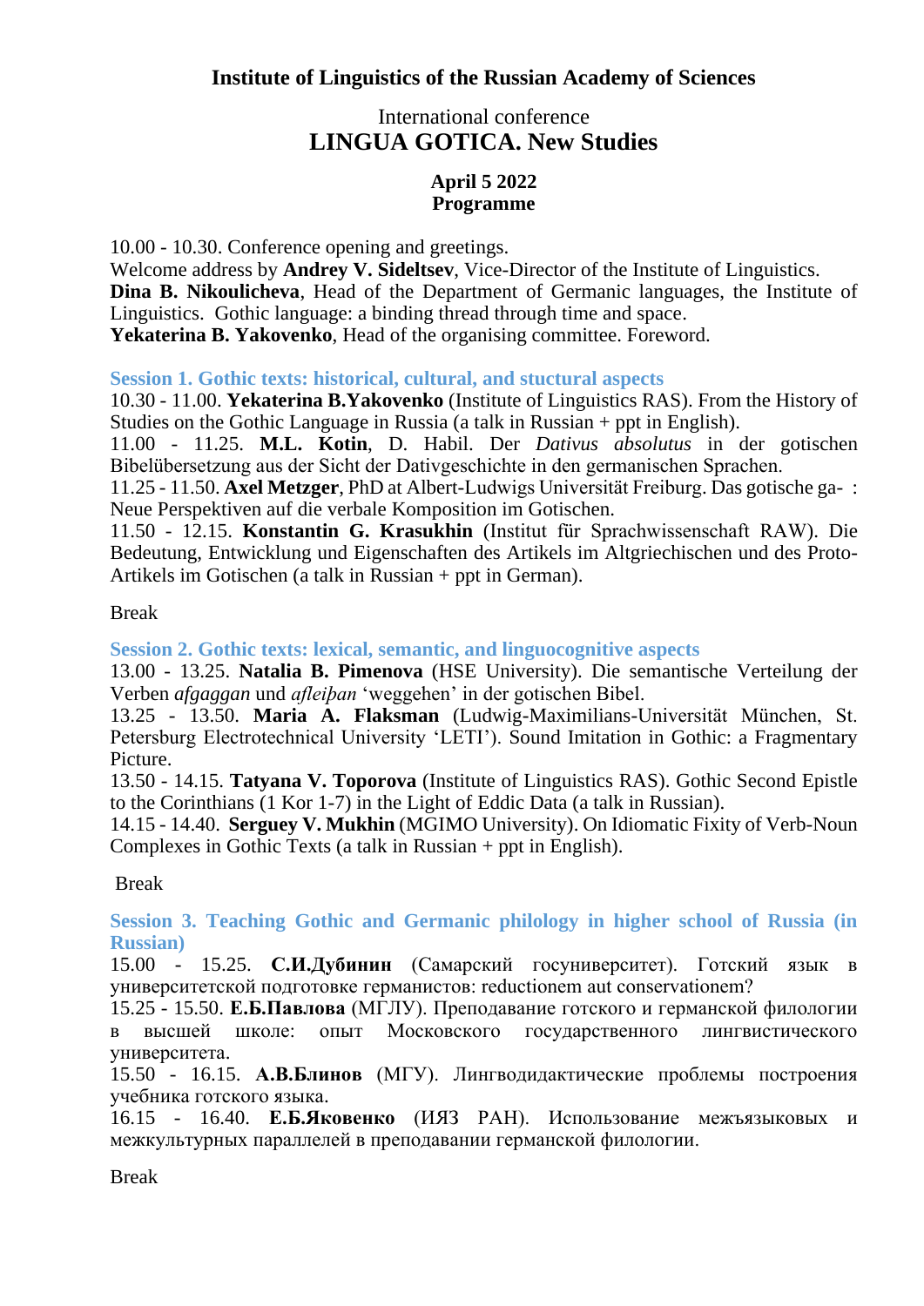**Institute of Linguistics of the Russian Academy of Sciences**

International conference
## LINGUA GOTICA. New Studies

**April 5 2022**
**Programme**

10.00 - 10.30. Conference opening and greetings.
Welcome address by **Andrey V. Sideltsev**, Vice-Director of the Institute of Linguistics.
**Dina B. Nikoulicheva**, Head of the Department of Germanic languages, the Institute of Linguistics. Gothic language: a binding thread through time and space.
**Yekaterina B. Yakovenko**, Head of the organising committee. Foreword.

### Session 1. Gothic texts: historical, cultural, and stuctural aspects

10.30 - 11.00. **Yekaterina B.Yakovenko** (Institute of Linguistics RAS). From the History of Studies on the Gothic Language in Russia (a talk in Russian + ppt in English).
11.00 - 11.25. **M.L. Kotin**, D. Habil. Der *Dativus absolutus* in der gotischen Bibelübersetzung aus der Sicht der Dativgeschichte in den germanischen Sprachen.
11.25 - 11.50. **Axel Metzger**, PhD at Albert-Ludwigs Universität Freiburg. Das gotische ga- : Neue Perspektiven auf die verbale Komposition im Gotischen.
11.50 - 12.15. **Konstantin G. Krasukhin** (Institut für Sprachwissenschaft RAW). Die Bedeutung, Entwicklung und Eigenschaften des Artikels im Altgriechischen und des Proto-Artikels im Gotischen (a talk in Russian + ppt in German).

Break

### Session 2. Gothic texts: lexical, semantic, and linguocognitive aspects

13.00 - 13.25. **Natalia B. Pimenova** (HSE University). Die semantische Verteilung der Verben *afgaggan* und *afleiþan* 'weggehen' in der gotischen Bibel.
13.25 - 13.50. **Maria A. Flaksman** (Ludwig-Maximilians-Universität München, St. Petersburg Electrotechnical University 'LETI'). Sound Imitation in Gothic: a Fragmentary Picture.
13.50 - 14.15. **Tatyana V. Toporova** (Institute of Linguistics RAS). Gothic Second Epistle to the Corinthians (1 Kor 1-7) in the Light of Eddic Data (a talk in Russian).
14.15 - 14.40. **Serguey V. Mukhin** (MGIMO University). On Idiomatic Fixity of Verb-Noun Complexes in Gothic Texts (a talk in Russian + ppt in English).

Break

### Session 3. Teaching Gothic and Germanic philology in higher school of Russia (in Russian)

15.00 - 15.25. **С.И.Дубинин** (Самарский госуниверситет). Готский язык в университетской подготовке германистов: reductionem aut conservationem?
15.25 - 15.50. **Е.Б.Павлова** (МГЛУ). Преподавание готского и германской филологии в высшей школе: опыт Московского государственного лингвистического университета.
15.50 - 16.15. **А.В.Блинов** (МГУ). Лингводидактические проблемы построения учебника готского языка.
16.15 - 16.40. **Е.Б.Яковенко** (ИЯЗ РАН). Использование межъязыковых и межкультурных параллелей в преподавании германской филологии.

Break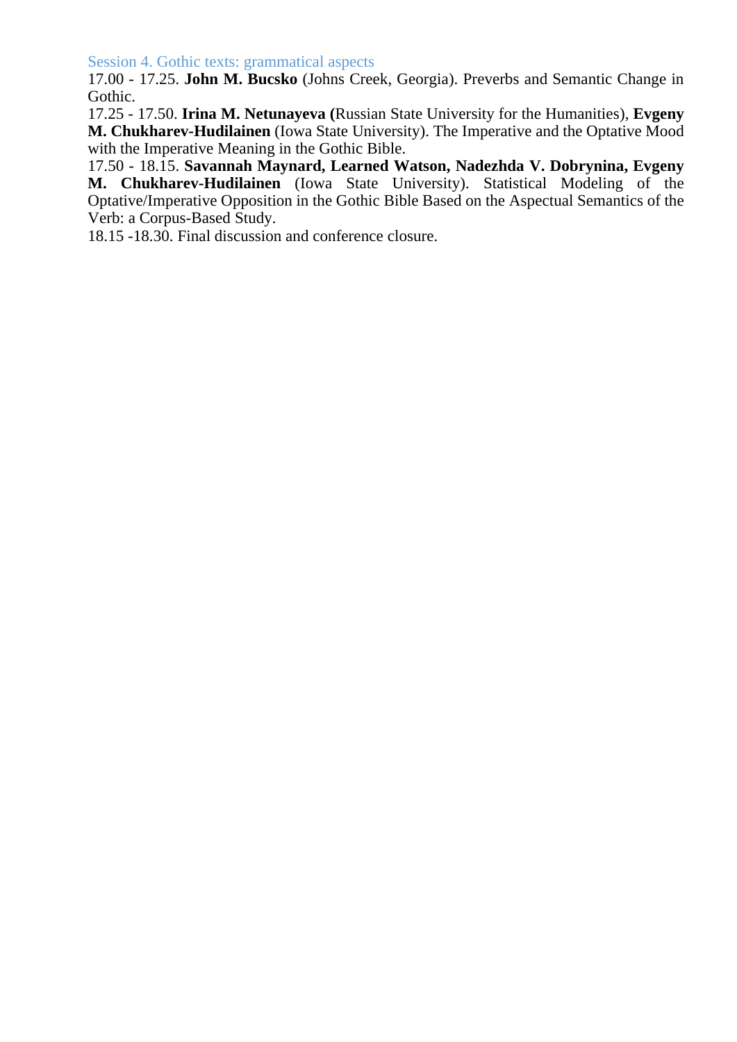### Session 4. Gothic texts: grammatical aspects

17.00 - 17.25. **John M. Bucsko** (Johns Creek, Georgia). Preverbs and Semantic Change in Gothic.

17.25 - 17.50. **Irina M. Netunayeva (**Russian State University for the Humanities), **Evgeny M. Chukharev-Hudilainen** (Iowa State University). The Imperative and the Optative Mood with the Imperative Meaning in the Gothic Bible.

17.50 - 18.15. **Savannah Maynard, Learned Watson, Nadezhda V. Dobrynina, Evgeny M. Chukharev-Hudilainen** (Iowa State University). Statistical Modeling of the Optative/Imperative Opposition in the Gothic Bible Based on the Aspectual Semantics of the Verb: a Corpus-Based Study.

18.15 -18.30. Final discussion and conference closure.